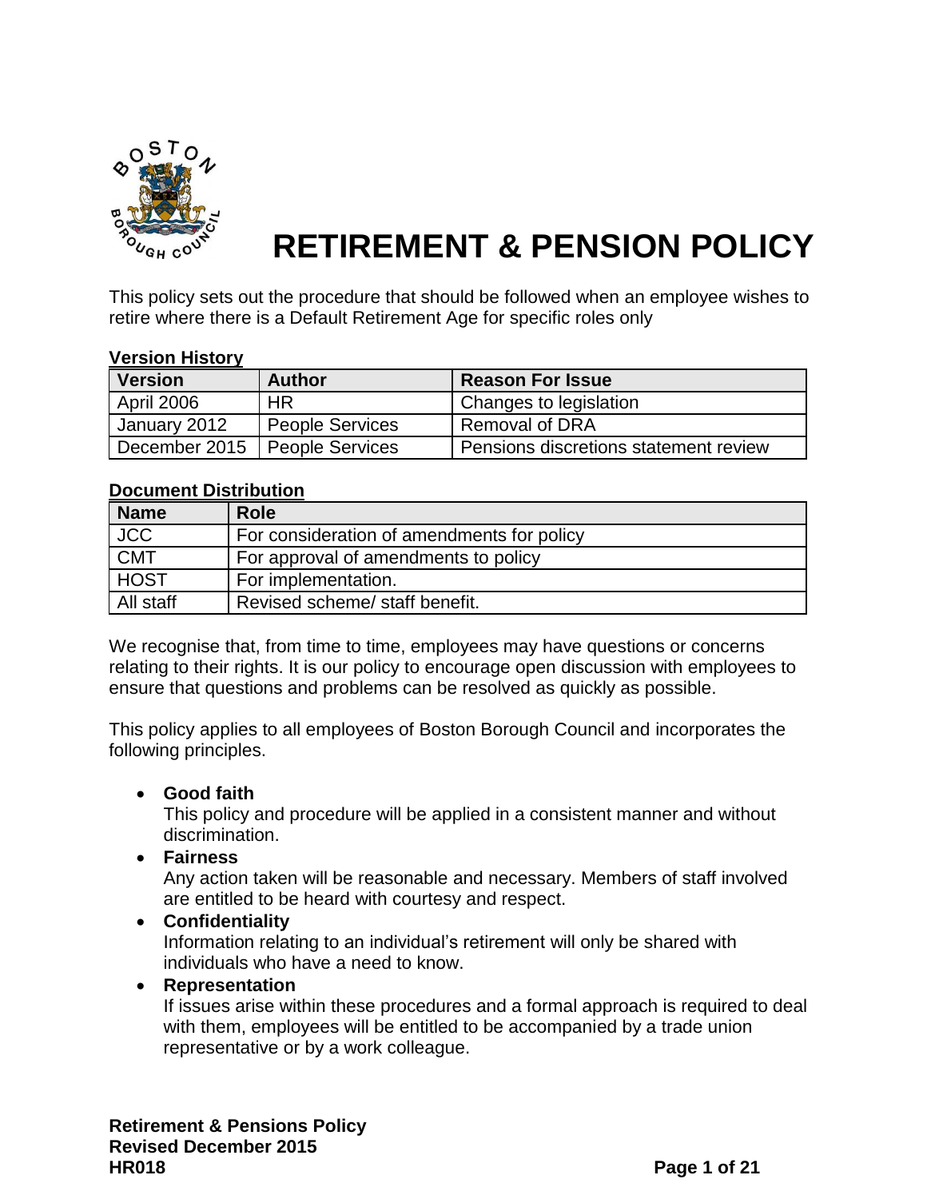# RETIREMENT & PENSION POLICY

This policy sets out the procedure that should be followed when an employee wishes to retire where there is a Default Retirement Age for specific roles only

**Version History**

| Version | Author | Reason For Issue |
|---|---|---|
| April 2006 | HR | Changes to legislation |
| January 2012 | People Services | Removal of DRA |
| December 2015 | People Services | Pensions discretions statement review |

**Document Distribution**

| Name | Role |
|---|---|
| JCC | For consideration of amendments for policy |
| CMT | For approval of amendments to policy |
| HOST | For implementation. |
| All staff | Revised scheme/ staff benefit. |

We recognise that, from time to time, employees may have questions or concerns relating to their rights. It is our policy to encourage open discussion with employees to ensure that questions and problems can be resolved as quickly as possible.

This policy applies to all employees of Boston Borough Council and incorporates the following principles.

- **Good faith**
  This policy and procedure will be applied in a consistent manner and without discrimination.
- **Fairness**
  Any action taken will be reasonable and necessary. Members of staff involved are entitled to be heard with courtesy and respect.
- **Confidentiality**
  Information relating to an individual's retirement will only be shared with individuals who have a need to know.
- **Representation**
  If issues arise within these procedures and a formal approach is required to deal with them, employees will be entitled to be accompanied by a trade union representative or by a work colleague.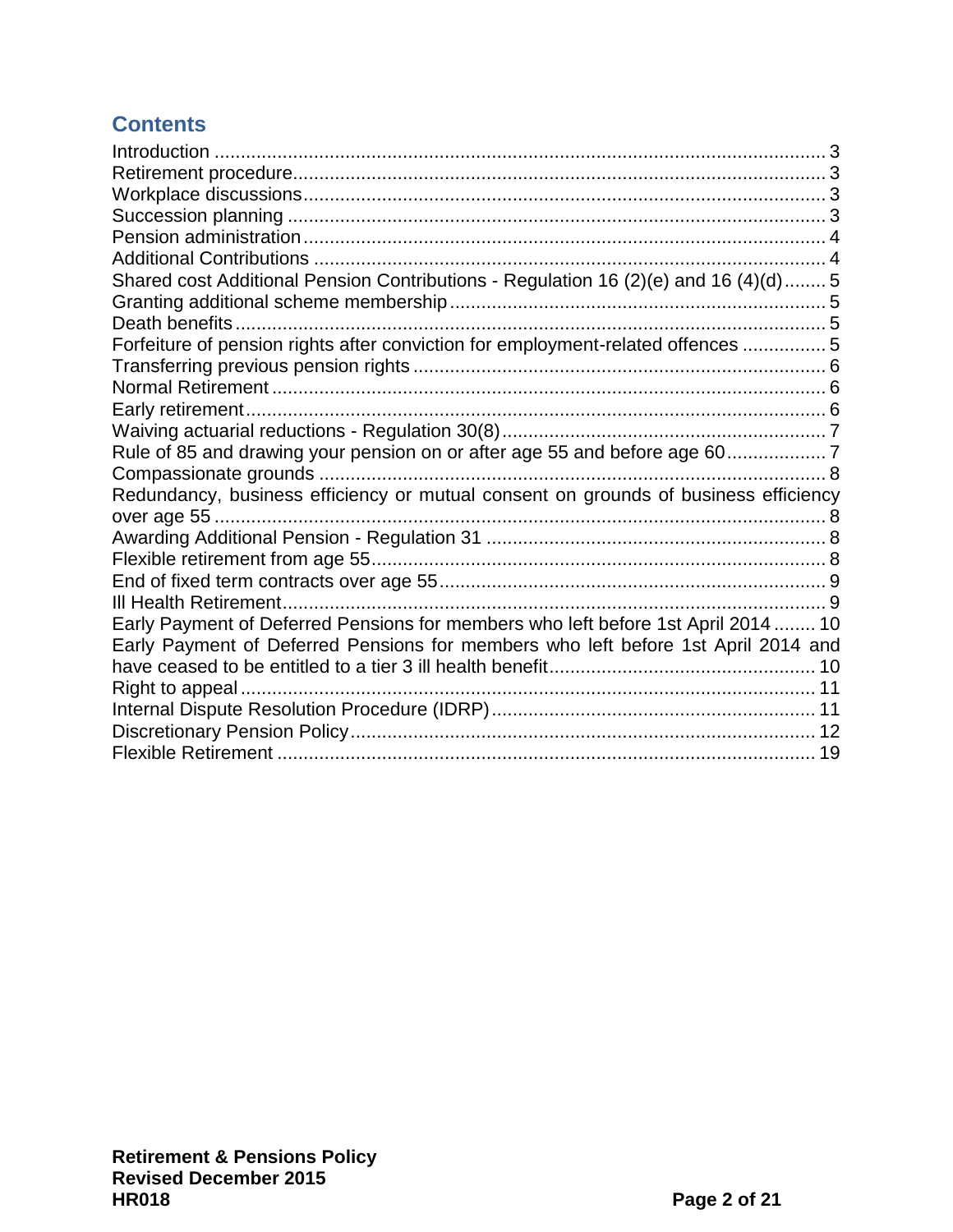## Contents

Introduction .................................................................................................... 3
Retirement procedure..................................................................................... 3
Workplace discussions.................................................................................... 3
Succession planning ....................................................................................... 3
Pension administration.................................................................................... 4
Additional Contributions .................................................................................. 4
Shared cost Additional Pension Contributions - Regulation 16 (2)(e) and 16 (4)(d)........ 5
Granting additional scheme membership........................................................ 5
Death benefits................................................................................................. 5
Forfeiture of pension rights after conviction for employment-related offences ............... 5
Transferring previous pension rights............................................................... 6
Normal Retirement.......................................................................................... 6
Early retirement............................................................................................... 6
Waiving actuarial reductions - Regulation 30(8).............................................. 7
Rule of 85 and drawing your pension on or after age 55 and before age 60................... 7
Compassionate grounds ................................................................................. 8
Redundancy, business efficiency or mutual consent on grounds of business efficiency over age 55 .................................................................................................... 8
Awarding Additional Pension - Regulation 31 ................................................. 8
Flexible retirement from age 55....................................................................... 8
End of fixed term contracts over age 55.......................................................... 9
Ill Health Retirement........................................................................................ 9
Early Payment of Deferred Pensions for members who left before 1st April 2014........ 10
Early Payment of Deferred Pensions for members who left before 1st April 2014 and have ceased to be entitled to a tier 3 ill health benefit.................................................. 10
Right to appeal............................................................................................... 11
Internal Dispute Resolution Procedure (IDRP)............................................... 11
Discretionary Pension Policy.......................................................................... 12
Flexible Retirement ....................................................................................... 19

**Retirement & Pensions Policy**
**Revised December 2015**
**HR018**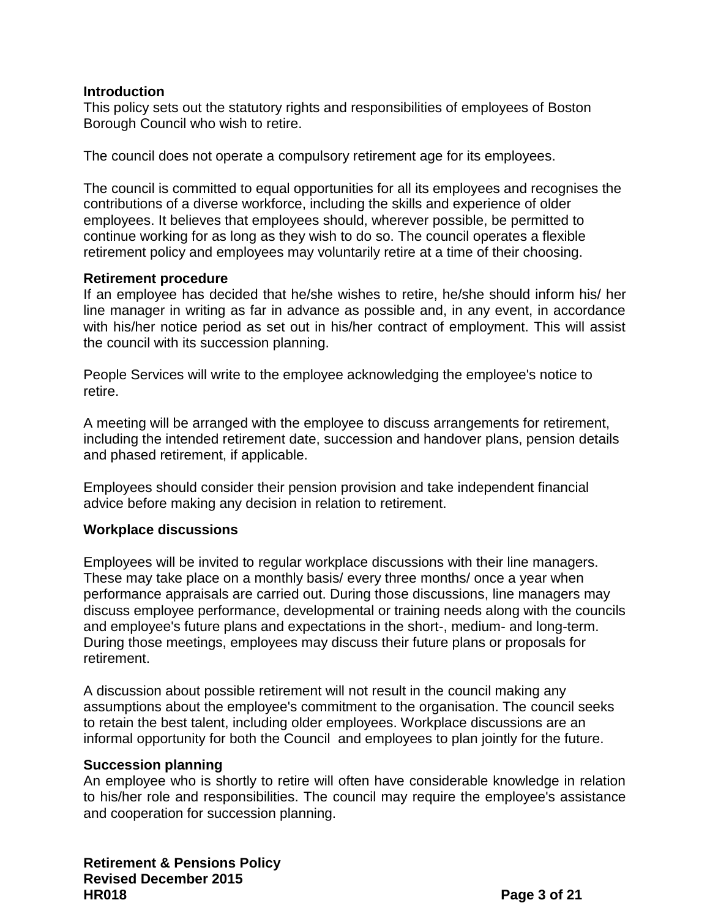## Introduction

This policy sets out the statutory rights and responsibilities of employees of Boston Borough Council who wish to retire.

The council does not operate a compulsory retirement age for its employees.

The council is committed to equal opportunities for all its employees and recognises the contributions of a diverse workforce, including the skills and experience of older employees. It believes that employees should, wherever possible, be permitted to continue working for as long as they wish to do so. The council operates a flexible retirement policy and employees may voluntarily retire at a time of their choosing.

## Retirement procedure

If an employee has decided that he/she wishes to retire, he/she should inform his/ her line manager in writing as far in advance as possible and, in any event, in accordance with his/her notice period as set out in his/her contract of employment. This will assist the council with its succession planning.

People Services will write to the employee acknowledging the employee's notice to retire.

A meeting will be arranged with the employee to discuss arrangements for retirement, including the intended retirement date, succession and handover plans, pension details and phased retirement, if applicable.

Employees should consider their pension provision and take independent financial advice before making any decision in relation to retirement.

## Workplace discussions

Employees will be invited to regular workplace discussions with their line managers. These may take place on a monthly basis/ every three months/ once a year when performance appraisals are carried out. During those discussions, line managers may discuss employee performance, developmental or training needs along with the councils and employee's future plans and expectations in the short-, medium- and long-term. During those meetings, employees may discuss their future plans or proposals for retirement.

A discussion about possible retirement will not result in the council making any assumptions about the employee's commitment to the organisation. The council seeks to retain the best talent, including older employees. Workplace discussions are an informal opportunity for both the Council and employees to plan jointly for the future.

## Succession planning

An employee who is shortly to retire will often have considerable knowledge in relation to his/her role and responsibilities. The council may require the employee's assistance and cooperation for succession planning.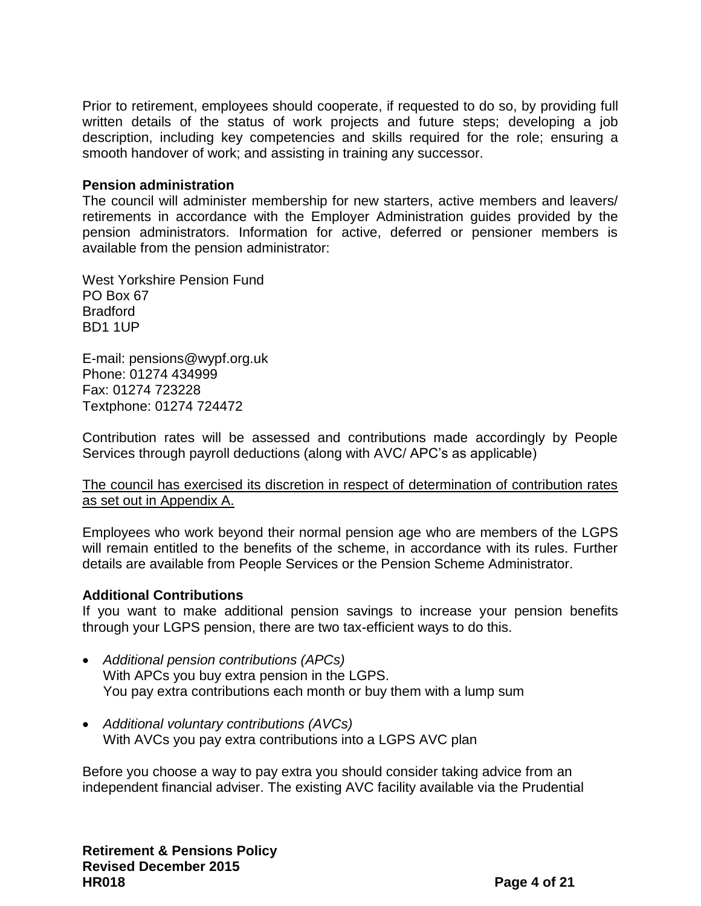Prior to retirement, employees should cooperate, if requested to do so, by providing full written details of the status of work projects and future steps; developing a job description, including key competencies and skills required for the role; ensuring a smooth handover of work; and assisting in training any successor.

**Pension administration**

The council will administer membership for new starters, active members and leavers/ retirements in accordance with the Employer Administration guides provided by the pension administrators. Information for active, deferred or pensioner members is available from the pension administrator:

West Yorkshire Pension Fund
PO Box 67
Bradford
BD1 1UP

E-mail: pensions@wypf.org.uk
Phone: 01274 434999
Fax: 01274 723228
Textphone: 01274 724472

Contribution rates will be assessed and contributions made accordingly by People Services through payroll deductions (along with AVC/ APC's as applicable)

<u>The council has exercised its discretion in respect of determination of contribution rates as set out in Appendix A.</u>

Employees who work beyond their normal pension age who are members of the LGPS will remain entitled to the benefits of the scheme, in accordance with its rules. Further details are available from People Services or the Pension Scheme Administrator.

**Additional Contributions**

If you want to make additional pension savings to increase your pension benefits through your LGPS pension, there are two tax-efficient ways to do this.

- *Additional pension contributions (APCs)*
  With APCs you buy extra pension in the LGPS.
  You pay extra contributions each month or buy them with a lump sum

- *Additional voluntary contributions (AVCs)*
  With AVCs you pay extra contributions into a LGPS AVC plan

Before you choose a way to pay extra you should consider taking advice from an independent financial adviser. The existing AVC facility available via the Prudential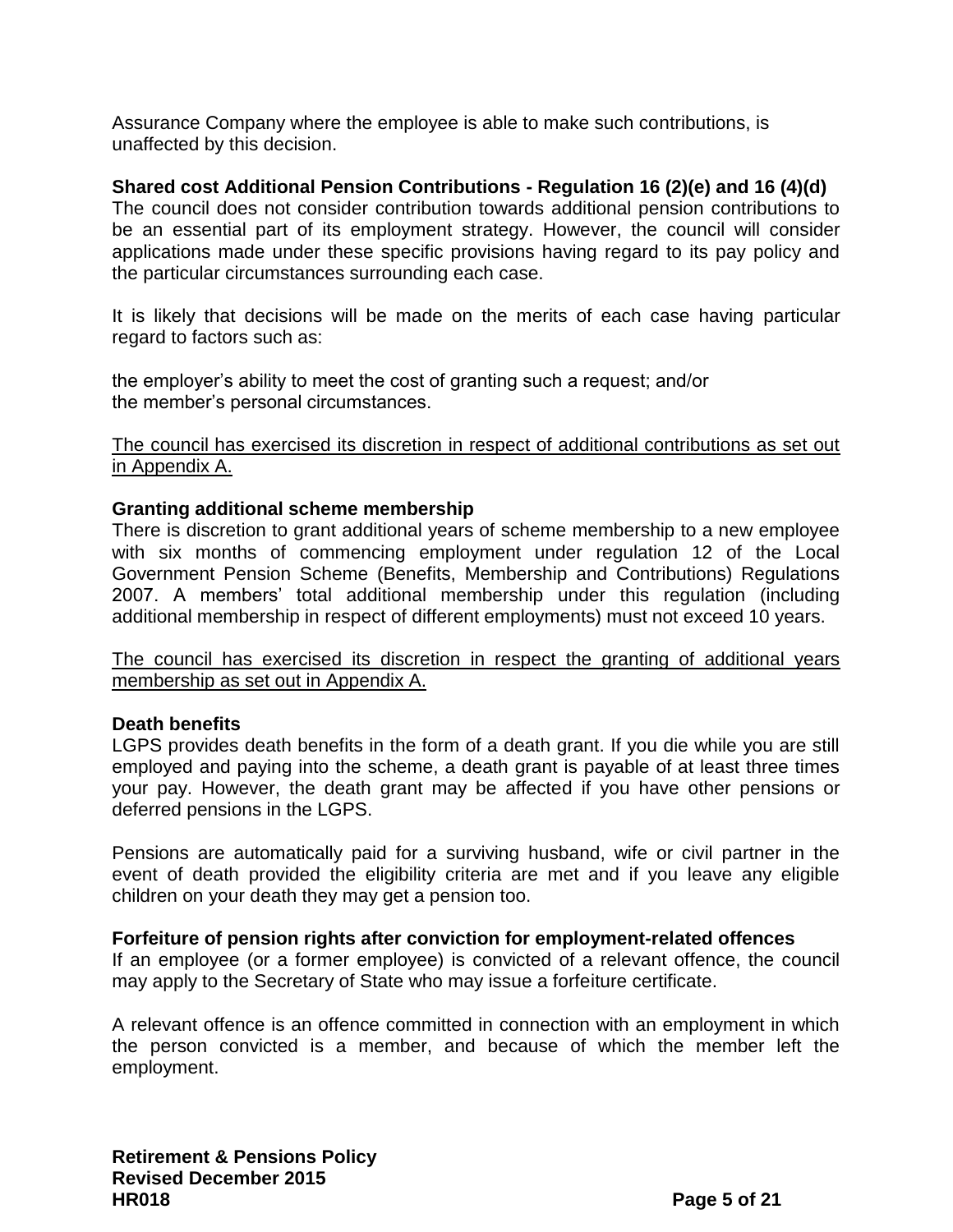Assurance Company where the employee is able to make such contributions, is unaffected by this decision.

**Shared cost Additional Pension Contributions - Regulation 16 (2)(e) and 16 (4)(d)**
The council does not consider contribution towards additional pension contributions to be an essential part of its employment strategy. However, the council will consider applications made under these specific provisions having regard to its pay policy and the particular circumstances surrounding each case.

It is likely that decisions will be made on the merits of each case having particular regard to factors such as:

the employer's ability to meet the cost of granting such a request; and/or
the member's personal circumstances.

<u>The council has exercised its discretion in respect of additional contributions as set out in Appendix A.</u>

**Granting additional scheme membership**
There is discretion to grant additional years of scheme membership to a new employee with six months of commencing employment under regulation 12 of the Local Government Pension Scheme (Benefits, Membership and Contributions) Regulations 2007. A members' total additional membership under this regulation (including additional membership in respect of different employments) must not exceed 10 years.

<u>The council has exercised its discretion in respect the granting of additional years membership as set out in Appendix A.</u>

**Death benefits**
LGPS provides death benefits in the form of a death grant. If you die while you are still employed and paying into the scheme, a death grant is payable of at least three times your pay. However, the death grant may be affected if you have other pensions or deferred pensions in the LGPS.

Pensions are automatically paid for a surviving husband, wife or civil partner in the event of death provided the eligibility criteria are met and if you leave any eligible children on your death they may get a pension too.

**Forfeiture of pension rights after conviction for employment-related offences**
If an employee (or a former employee) is convicted of a relevant offence, the council may apply to the Secretary of State who may issue a forfeiture certificate.

A relevant offence is an offence committed in connection with an employment in which the person convicted is a member, and because of which the member left the employment.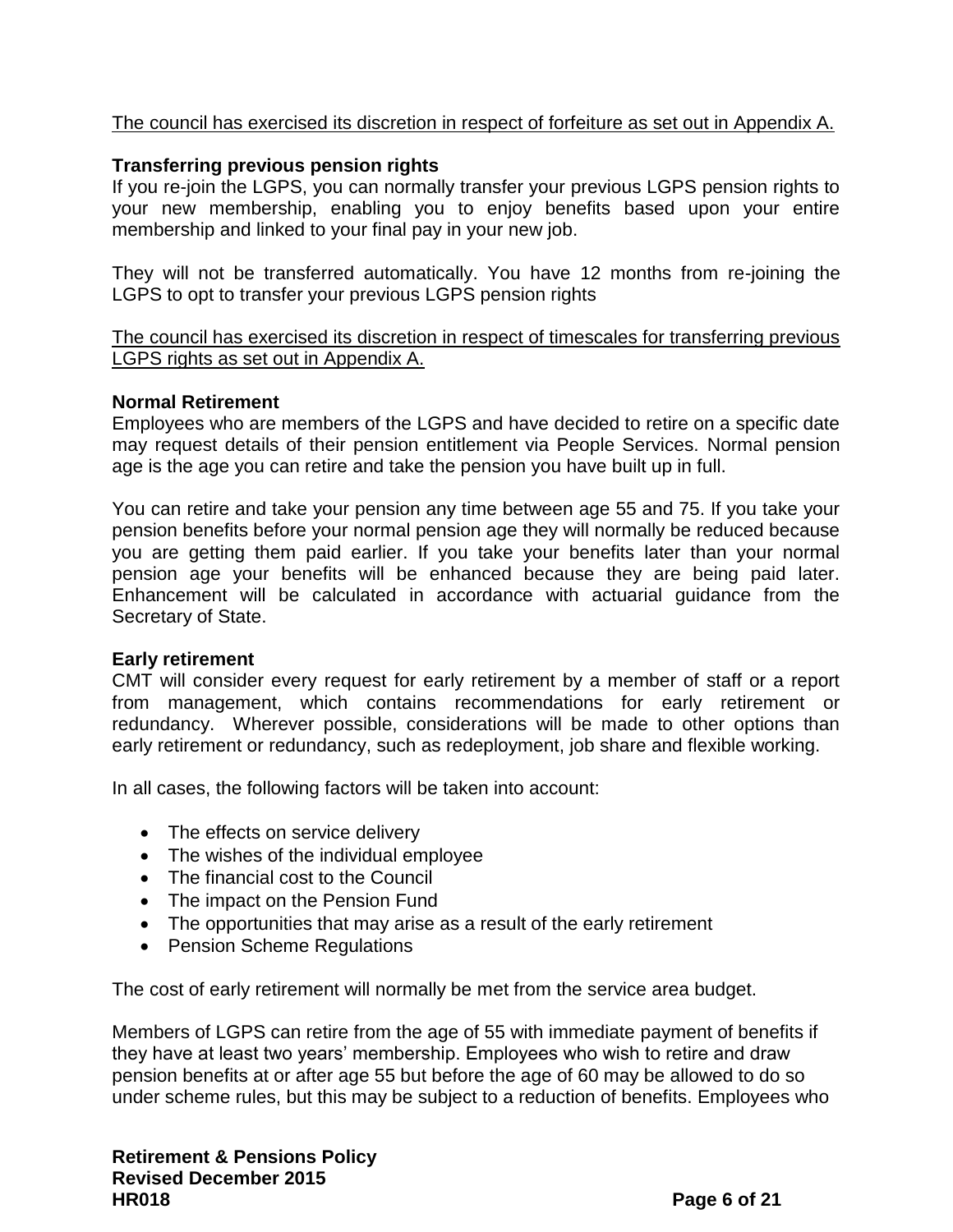The council has exercised its discretion in respect of forfeiture as set out in Appendix A.

**Transferring previous pension rights**

If you re-join the LGPS, you can normally transfer your previous LGPS pension rights to your new membership, enabling you to enjoy benefits based upon your entire membership and linked to your final pay in your new job.

They will not be transferred automatically. You have 12 months from re-joining the LGPS to opt to transfer your previous LGPS pension rights

The council has exercised its discretion in respect of timescales for transferring previous LGPS rights as set out in Appendix A.

**Normal Retirement**

Employees who are members of the LGPS and have decided to retire on a specific date may request details of their pension entitlement via People Services. Normal pension age is the age you can retire and take the pension you have built up in full.

You can retire and take your pension any time between age 55 and 75. If you take your pension benefits before your normal pension age they will normally be reduced because you are getting them paid earlier. If you take your benefits later than your normal pension age your benefits will be enhanced because they are being paid later. Enhancement will be calculated in accordance with actuarial guidance from the Secretary of State.

**Early retirement**

CMT will consider every request for early retirement by a member of staff or a report from management, which contains recommendations for early retirement or redundancy. Wherever possible, considerations will be made to other options than early retirement or redundancy, such as redeployment, job share and flexible working.

In all cases, the following factors will be taken into account:

- The effects on service delivery
- The wishes of the individual employee
- The financial cost to the Council
- The impact on the Pension Fund
- The opportunities that may arise as a result of the early retirement
- Pension Scheme Regulations

The cost of early retirement will normally be met from the service area budget.

Members of LGPS can retire from the age of 55 with immediate payment of benefits if they have at least two years' membership. Employees who wish to retire and draw pension benefits at or after age 55 but before the age of 60 may be allowed to do so under scheme rules, but this may be subject to a reduction of benefits. Employees who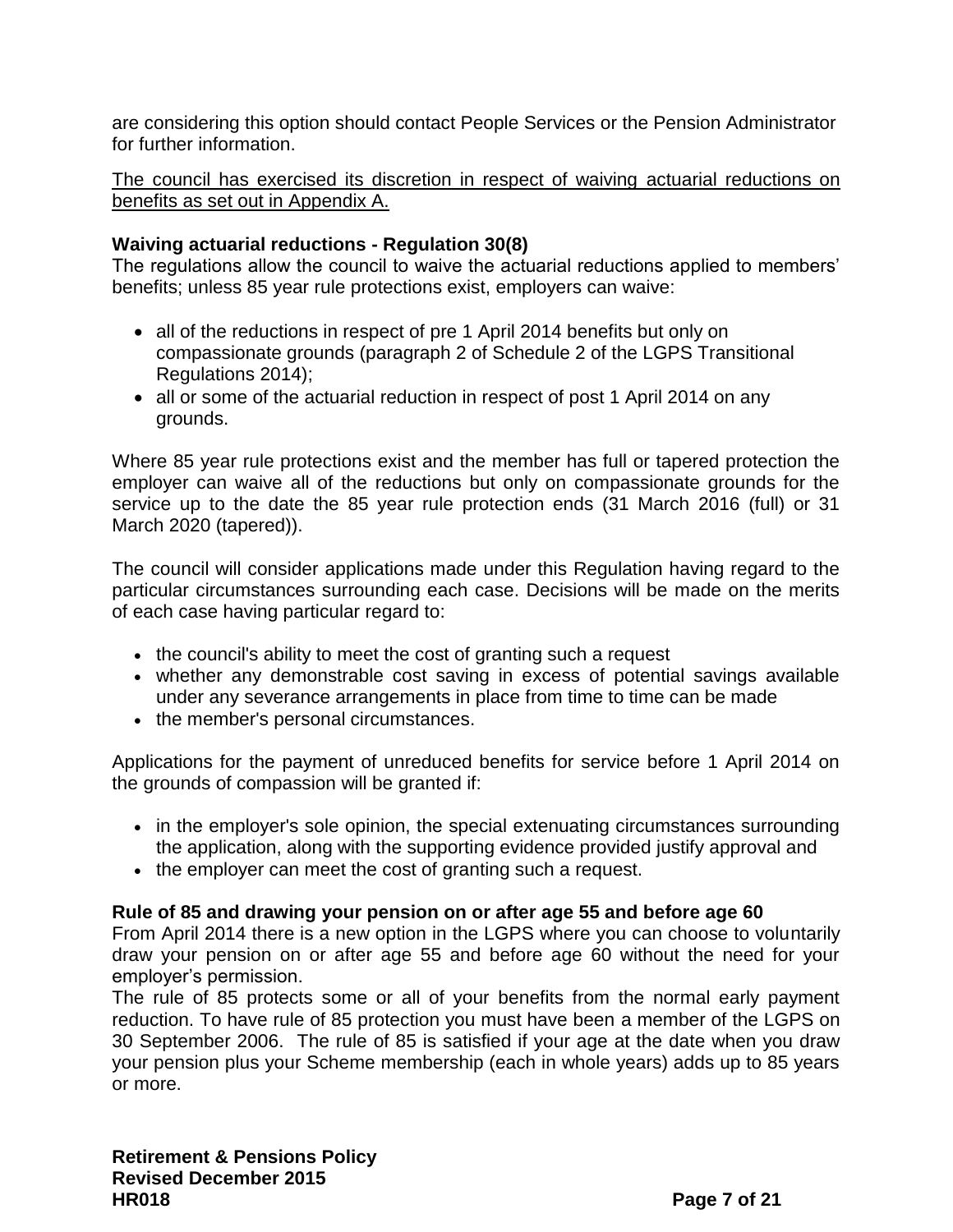are considering this option should contact People Services or the Pension Administrator for further information.

The council has exercised its discretion in respect of waiving actuarial reductions on benefits as set out in Appendix A.

**Waiving actuarial reductions - Regulation 30(8)**

The regulations allow the council to waive the actuarial reductions applied to members' benefits; unless 85 year rule protections exist, employers can waive:

- all of the reductions in respect of pre 1 April 2014 benefits but only on compassionate grounds (paragraph 2 of Schedule 2 of the LGPS Transitional Regulations 2014);
- all or some of the actuarial reduction in respect of post 1 April 2014 on any grounds.

Where 85 year rule protections exist and the member has full or tapered protection the employer can waive all of the reductions but only on compassionate grounds for the service up to the date the 85 year rule protection ends (31 March 2016 (full) or 31 March 2020 (tapered)).

The council will consider applications made under this Regulation having regard to the particular circumstances surrounding each case. Decisions will be made on the merits of each case having particular regard to:

- the council's ability to meet the cost of granting such a request
- whether any demonstrable cost saving in excess of potential savings available under any severance arrangements in place from time to time can be made
- the member's personal circumstances.

Applications for the payment of unreduced benefits for service before 1 April 2014 on the grounds of compassion will be granted if:

- in the employer's sole opinion, the special extenuating circumstances surrounding the application, along with the supporting evidence provided justify approval and
- the employer can meet the cost of granting such a request.

**Rule of 85 and drawing your pension on or after age 55 and before age 60**

From April 2014 there is a new option in the LGPS where you can choose to voluntarily draw your pension on or after age 55 and before age 60 without the need for your employer's permission.

The rule of 85 protects some or all of your benefits from the normal early payment reduction. To have rule of 85 protection you must have been a member of the LGPS on 30 September 2006. The rule of 85 is satisfied if your age at the date when you draw your pension plus your Scheme membership (each in whole years) adds up to 85 years or more.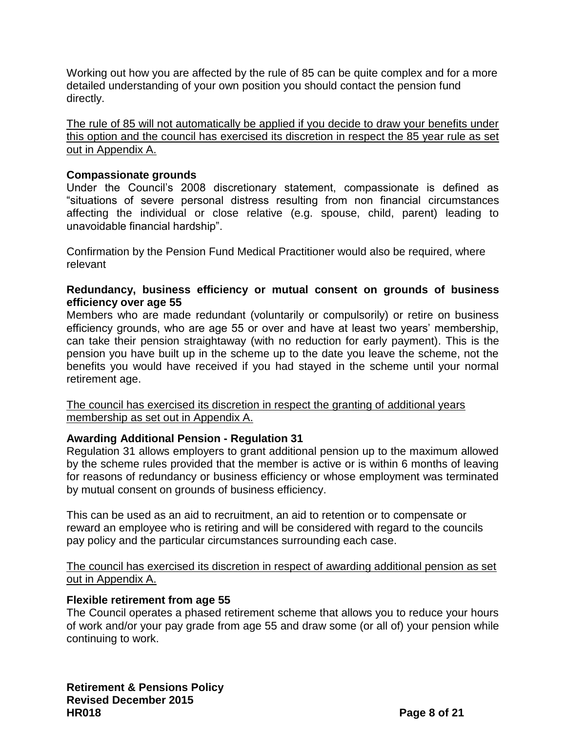Working out how you are affected by the rule of 85 can be quite complex and for a more detailed understanding of your own position you should contact the pension fund directly.

<u>The rule of 85 will not automatically be applied if you decide to draw your benefits under this option and the council has exercised its discretion in respect the 85 year rule as set out in Appendix A.</u>

**Compassionate grounds**

Under the Council's 2008 discretionary statement, compassionate is defined as "situations of severe personal distress resulting from non financial circumstances affecting the individual or close relative (e.g. spouse, child, parent) leading to unavoidable financial hardship".

Confirmation by the Pension Fund Medical Practitioner would also be required, where relevant

**Redundancy, business efficiency or mutual consent on grounds of business efficiency over age 55**

Members who are made redundant (voluntarily or compulsorily) or retire on business efficiency grounds, who are age 55 or over and have at least two years' membership, can take their pension straightaway (with no reduction for early payment). This is the pension you have built up in the scheme up to the date you leave the scheme, not the benefits you would have received if you had stayed in the scheme until your normal retirement age.

<u>The council has exercised its discretion in respect the granting of additional years membership as set out in Appendix A.</u>

**Awarding Additional Pension - Regulation 31**

Regulation 31 allows employers to grant additional pension up to the maximum allowed by the scheme rules provided that the member is active or is within 6 months of leaving for reasons of redundancy or business efficiency or whose employment was terminated by mutual consent on grounds of business efficiency.

This can be used as an aid to recruitment, an aid to retention or to compensate or reward an employee who is retiring and will be considered with regard to the councils pay policy and the particular circumstances surrounding each case.

<u>The council has exercised its discretion in respect of awarding additional pension as set out in Appendix A.</u>

**Flexible retirement from age 55**

The Council operates a phased retirement scheme that allows you to reduce your hours of work and/or your pay grade from age 55 and draw some (or all of) your pension while continuing to work.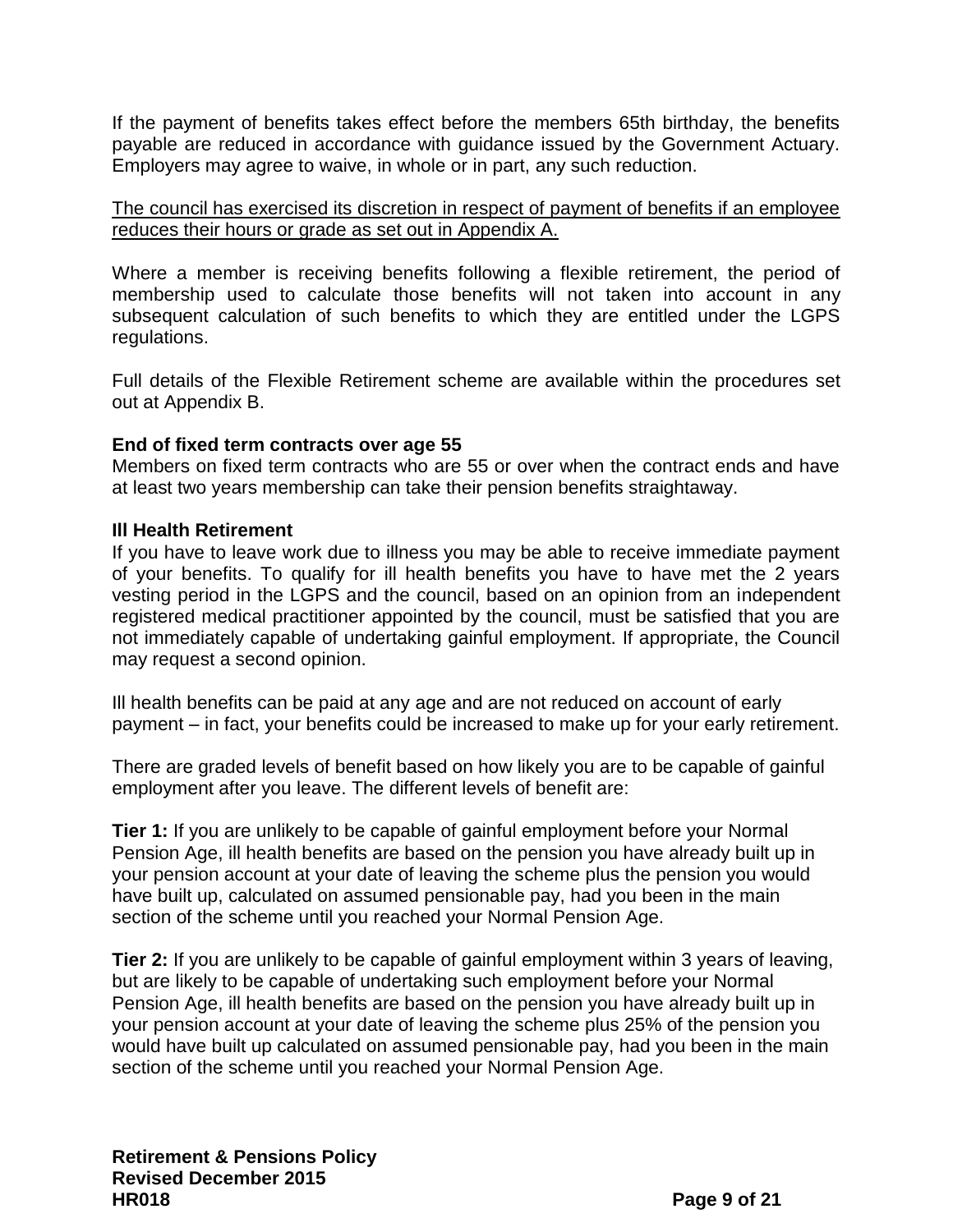If the payment of benefits takes effect before the members 65th birthday, the benefits payable are reduced in accordance with guidance issued by the Government Actuary. Employers may agree to waive, in whole or in part, any such reduction.

<u>The council has exercised its discretion in respect of payment of benefits if an employee reduces their hours or grade as set out in Appendix A.</u>

Where a member is receiving benefits following a flexible retirement, the period of membership used to calculate those benefits will not taken into account in any subsequent calculation of such benefits to which they are entitled under the LGPS regulations.

Full details of the Flexible Retirement scheme are available within the procedures set out at Appendix B.

**End of fixed term contracts over age 55**

Members on fixed term contracts who are 55 or over when the contract ends and have at least two years membership can take their pension benefits straightaway.

**Ill Health Retirement**

If you have to leave work due to illness you may be able to receive immediate payment of your benefits. To qualify for ill health benefits you have to have met the 2 years vesting period in the LGPS and the council, based on an opinion from an independent registered medical practitioner appointed by the council, must be satisfied that you are not immediately capable of undertaking gainful employment. If appropriate, the Council may request a second opinion.

Ill health benefits can be paid at any age and are not reduced on account of early payment – in fact, your benefits could be increased to make up for your early retirement.

There are graded levels of benefit based on how likely you are to be capable of gainful employment after you leave. The different levels of benefit are:

**Tier 1:** If you are unlikely to be capable of gainful employment before your Normal Pension Age, ill health benefits are based on the pension you have already built up in your pension account at your date of leaving the scheme plus the pension you would have built up, calculated on assumed pensionable pay, had you been in the main section of the scheme until you reached your Normal Pension Age.

**Tier 2:** If you are unlikely to be capable of gainful employment within 3 years of leaving, but are likely to be capable of undertaking such employment before your Normal Pension Age, ill health benefits are based on the pension you have already built up in your pension account at your date of leaving the scheme plus 25% of the pension you would have built up calculated on assumed pensionable pay, had you been in the main section of the scheme until you reached your Normal Pension Age.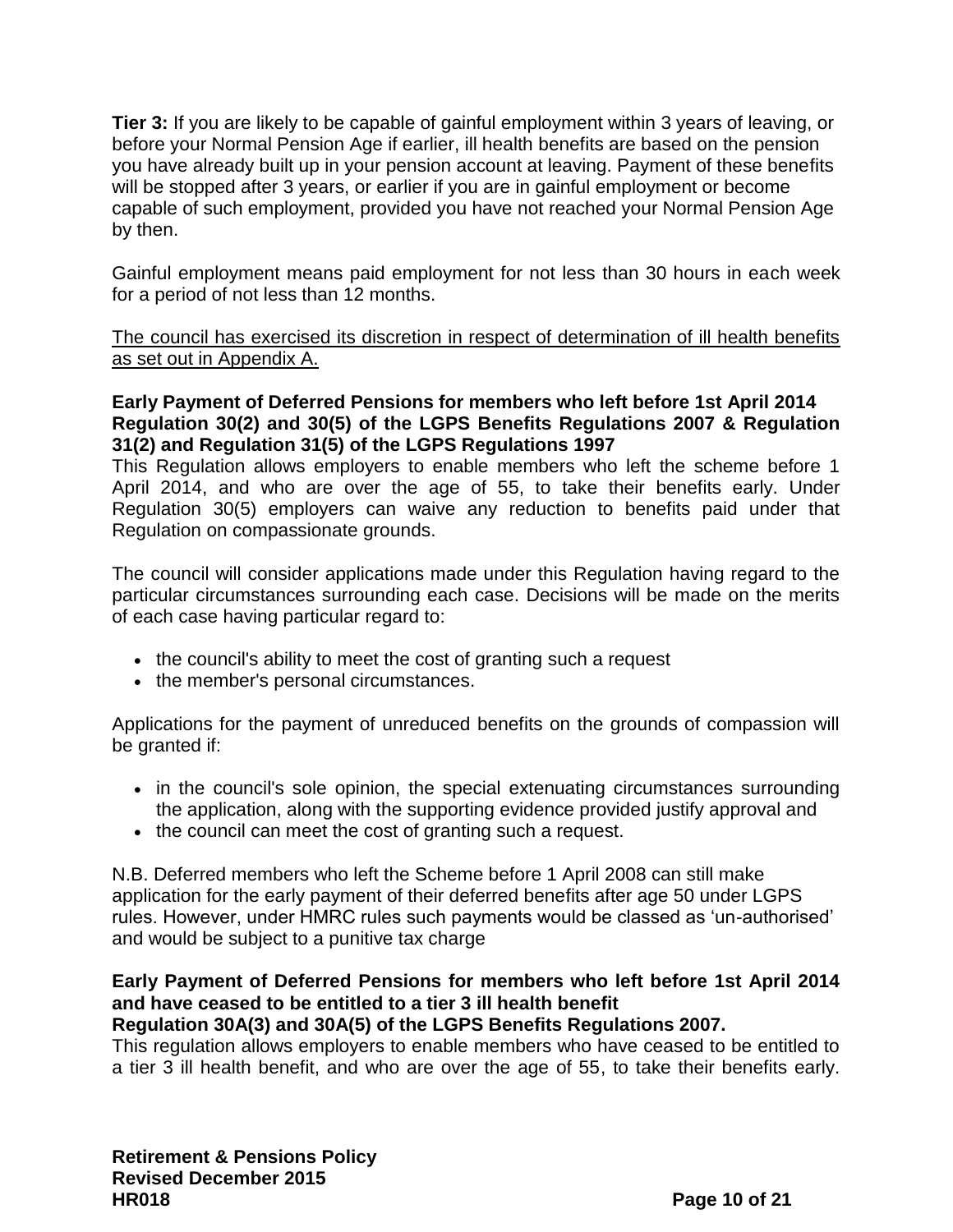**Tier 3:** If you are likely to be capable of gainful employment within 3 years of leaving, or before your Normal Pension Age if earlier, ill health benefits are based on the pension you have already built up in your pension account at leaving. Payment of these benefits will be stopped after 3 years, or earlier if you are in gainful employment or become capable of such employment, provided you have not reached your Normal Pension Age by then.

Gainful employment means paid employment for not less than 30 hours in each week for a period of not less than 12 months.

<u>The council has exercised its discretion in respect of determination of ill health benefits as set out in Appendix A.</u>

**Early Payment of Deferred Pensions for members who left before 1st April 2014 Regulation 30(2) and 30(5) of the LGPS Benefits Regulations 2007 & Regulation 31(2) and Regulation 31(5) of the LGPS Regulations 1997**

This Regulation allows employers to enable members who left the scheme before 1 April 2014, and who are over the age of 55, to take their benefits early. Under Regulation 30(5) employers can waive any reduction to benefits paid under that Regulation on compassionate grounds.

The council will consider applications made under this Regulation having regard to the particular circumstances surrounding each case. Decisions will be made on the merits of each case having particular regard to:

- the council's ability to meet the cost of granting such a request
- the member's personal circumstances.

Applications for the payment of unreduced benefits on the grounds of compassion will be granted if:

- in the council's sole opinion, the special extenuating circumstances surrounding the application, along with the supporting evidence provided justify approval and
- the council can meet the cost of granting such a request.

N.B. Deferred members who left the Scheme before 1 April 2008 can still make application for the early payment of their deferred benefits after age 50 under LGPS rules. However, under HMRC rules such payments would be classed as 'un-authorised' and would be subject to a punitive tax charge

**Early Payment of Deferred Pensions for members who left before 1st April 2014 and have ceased to be entitled to a tier 3 ill health benefit Regulation 30A(3) and 30A(5) of the LGPS Benefits Regulations 2007.**

This regulation allows employers to enable members who have ceased to be entitled to a tier 3 ill health benefit, and who are over the age of 55, to take their benefits early.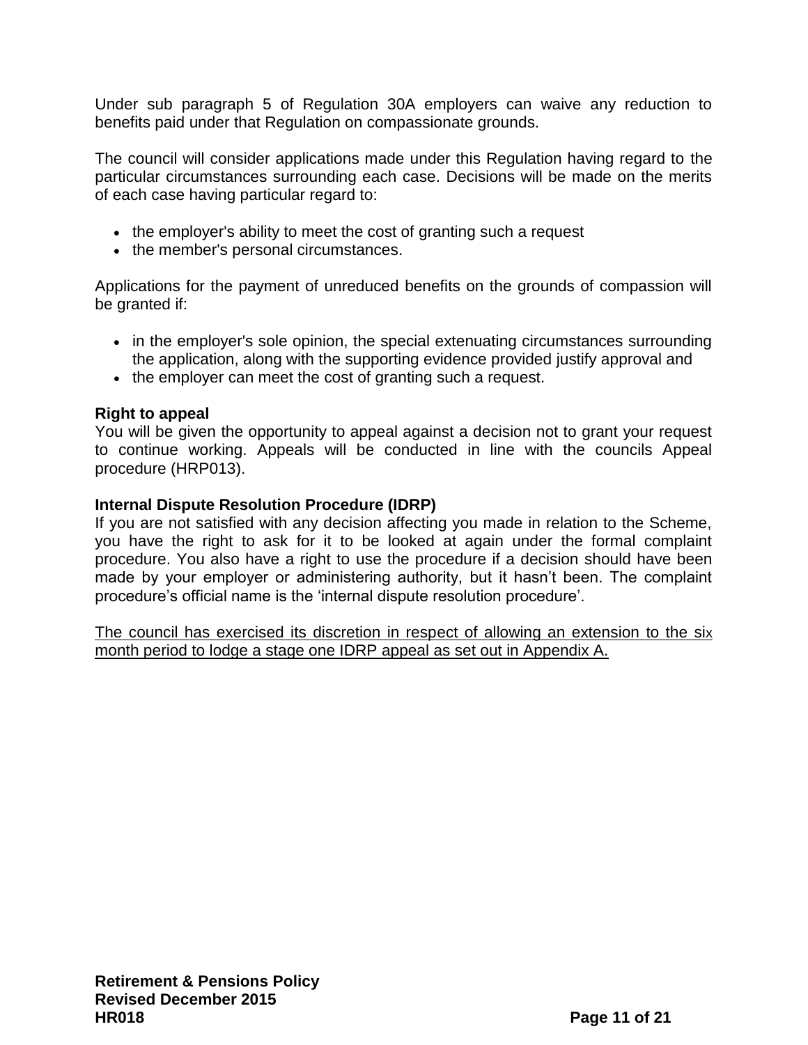Under sub paragraph 5 of Regulation 30A employers can waive any reduction to benefits paid under that Regulation on compassionate grounds.

The council will consider applications made under this Regulation having regard to the particular circumstances surrounding each case. Decisions will be made on the merits of each case having particular regard to:

- the employer's ability to meet the cost of granting such a request
- the member's personal circumstances.

Applications for the payment of unreduced benefits on the grounds of compassion will be granted if:

- in the employer's sole opinion, the special extenuating circumstances surrounding the application, along with the supporting evidence provided justify approval and
- the employer can meet the cost of granting such a request.

**Right to appeal**
You will be given the opportunity to appeal against a decision not to grant your request to continue working. Appeals will be conducted in line with the councils Appeal procedure (HRP013).

**Internal Dispute Resolution Procedure (IDRP)**
If you are not satisfied with any decision affecting you made in relation to the Scheme, you have the right to ask for it to be looked at again under the formal complaint procedure. You also have a right to use the procedure if a decision should have been made by your employer or administering authority, but it hasn't been. The complaint procedure's official name is the 'internal dispute resolution procedure'.

<u>The council has exercised its discretion in respect of allowing an extension to the six month period to lodge a stage one IDRP appeal as set out in Appendix A.</u>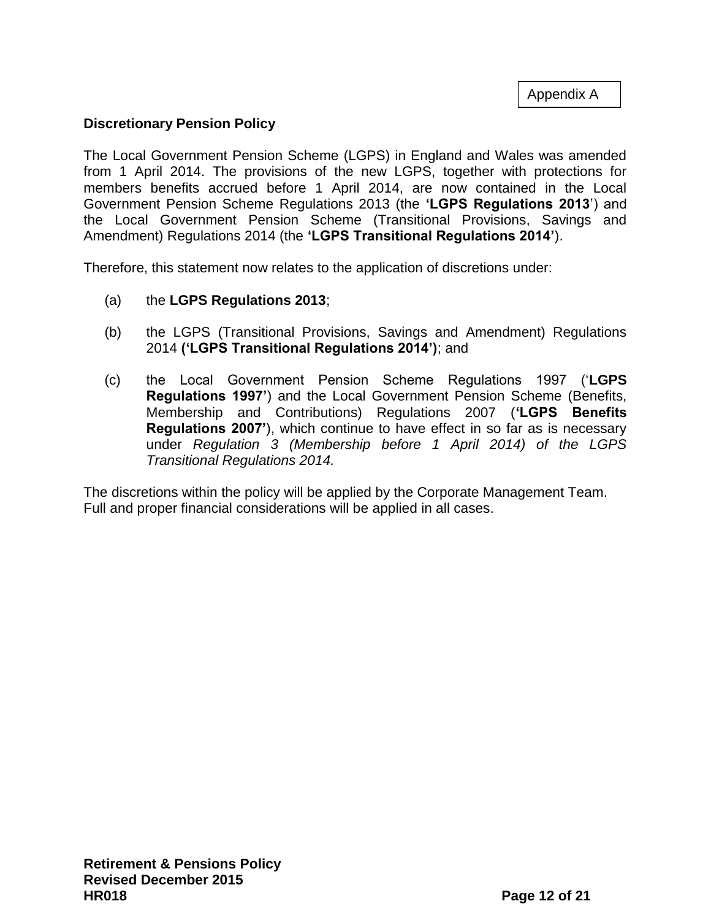Appendix A

## Discretionary Pension Policy

The Local Government Pension Scheme (LGPS) in England and Wales was amended from 1 April 2014. The provisions of the new LGPS, together with protections for members benefits accrued before 1 April 2014, are now contained in the Local Government Pension Scheme Regulations 2013 (the **'LGPS Regulations 2013**') and the Local Government Pension Scheme (Transitional Provisions, Savings and Amendment) Regulations 2014 (the **'LGPS Transitional Regulations 2014'**).

Therefore, this statement now relates to the application of discretions under:

(a) the **LGPS Regulations 2013**;

(b) the LGPS (Transitional Provisions, Savings and Amendment) Regulations 2014 **('LGPS Transitional Regulations 2014')**; and

(c) the Local Government Pension Scheme Regulations 1997 ('**LGPS Regulations 1997'**) and the Local Government Pension Scheme (Benefits, Membership and Contributions) Regulations 2007 (**'LGPS Benefits Regulations 2007'**), which continue to have effect in so far as is necessary under *Regulation 3 (Membership before 1 April 2014) of the LGPS Transitional Regulations 2014.*

The discretions within the policy will be applied by the Corporate Management Team.
Full and proper financial considerations will be applied in all cases.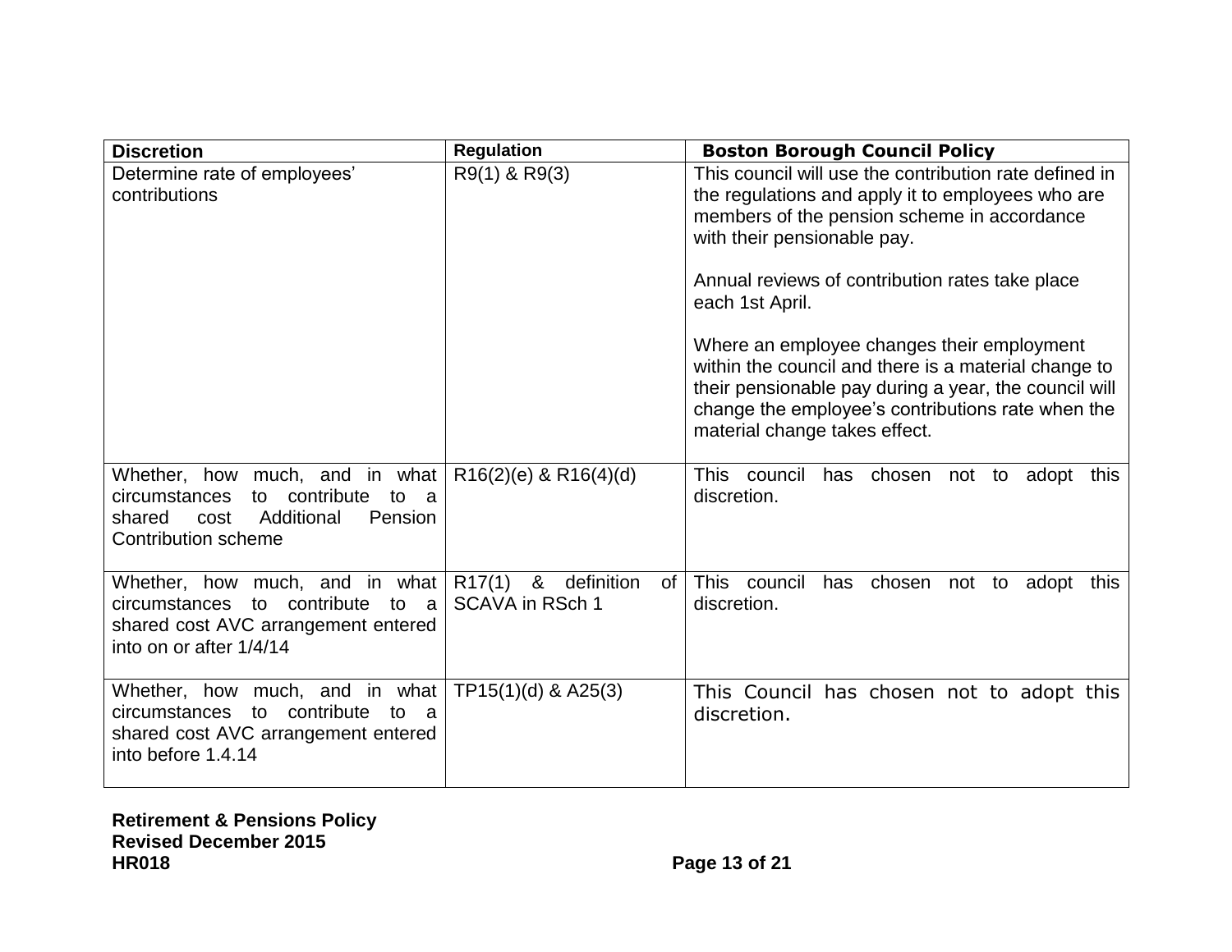| Discretion | Regulation | Boston Borough Council Policy |
| --- | --- | --- |
| Determine rate of employees' contributions | R9(1) & R9(3) | This council will use the contribution rate defined in the regulations and apply it to employees who are members of the pension scheme in accordance with their pensionable pay.<br><br>Annual reviews of contribution rates take place each 1st April.<br><br>Where an employee changes their employment within the council and there is a material change to their pensionable pay during a year, the council will change the employee's contributions rate when the material change takes effect. |
| Whether, how much, and in what circumstances to contribute to a shared cost Additional Pension Contribution scheme | R16(2)(e) & R16(4)(d) | This council has chosen not to adopt this discretion. |
| Whether, how much, and in what circumstances to contribute to a shared cost AVC arrangement entered into on or after 1/4/14 | R17(1) & definition of SCAVA in RSch 1 | This council has chosen not to adopt this discretion. |
| Whether, how much, and in what circumstances to contribute to a shared cost AVC arrangement entered into before 1.4.14 | TP15(1)(d) & A25(3) | This Council has chosen not to adopt this discretion. |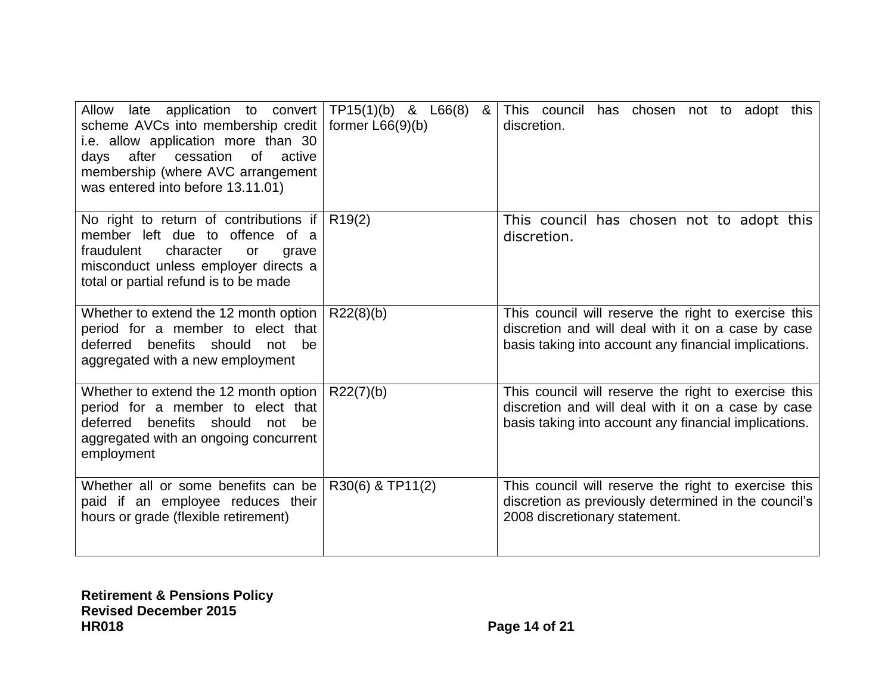| | | |
|---|---|---|
| Allow late application to convert scheme AVCs into membership credit i.e. allow application more than 30 days after cessation of active membership (where AVC arrangement was entered into before 13.11.01) | TP15(1)(b) & L66(8) & former L66(9)(b) | This council has chosen not to adopt this discretion. |
| No right to return of contributions if member left due to offence of a fraudulent character or grave misconduct unless employer directs a total or partial refund is to be made | R19(2) | This council has chosen not to adopt this discretion. |
| Whether to extend the 12 month option period for a member to elect that deferred benefits should not be aggregated with a new employment | R22(8)(b) | This council will reserve the right to exercise this discretion and will deal with it on a case by case basis taking into account any financial implications. |
| Whether to extend the 12 month option period for a member to elect that deferred benefits should not be aggregated with an ongoing concurrent employment | R22(7)(b) | This council will reserve the right to exercise this discretion and will deal with it on a case by case basis taking into account any financial implications. |
| Whether all or some benefits can be paid if an employee reduces their hours or grade (flexible retirement) | R30(6) & TP11(2) | This council will reserve the right to exercise this discretion as previously determined in the council's 2008 discretionary statement. |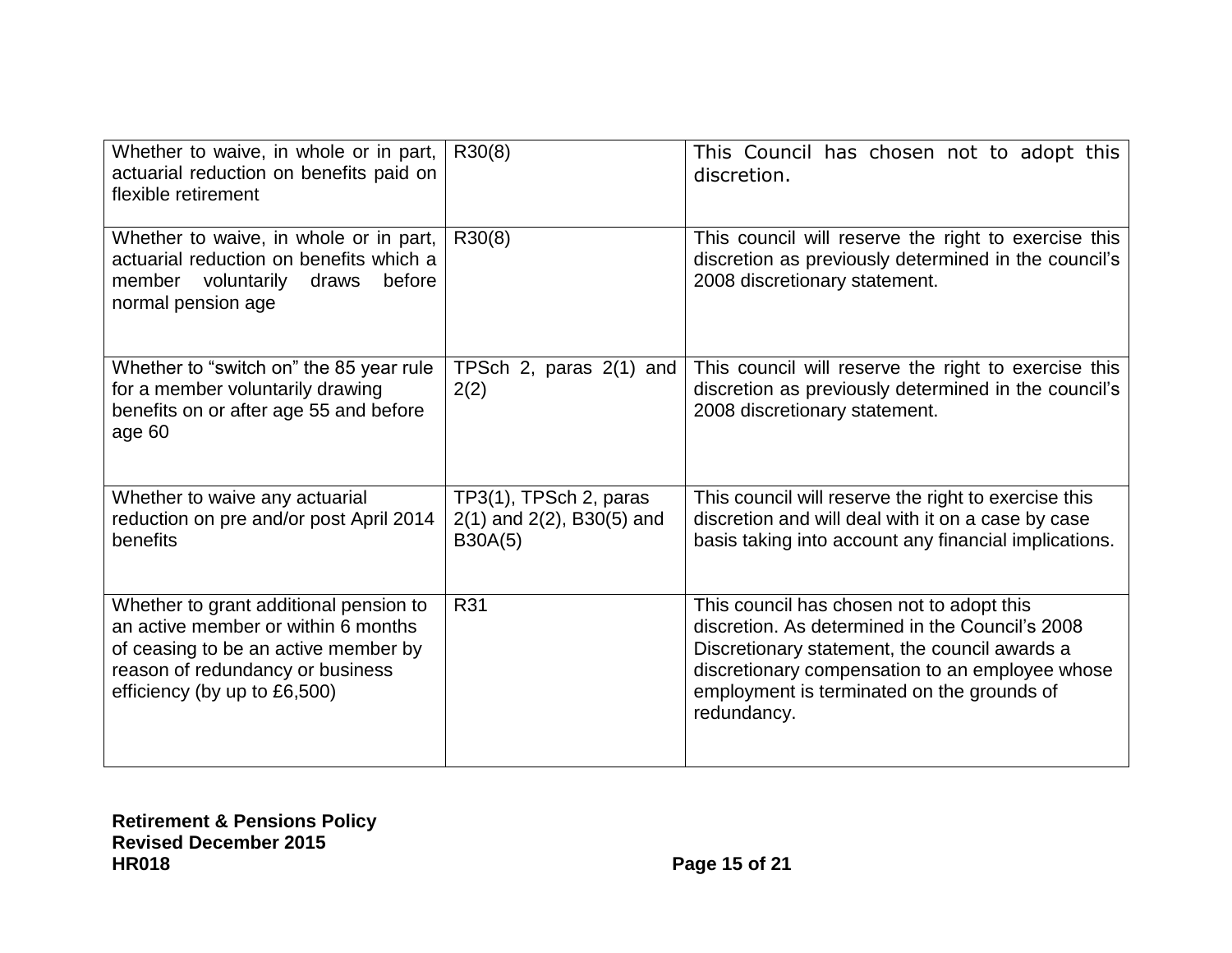| Whether to waive, in whole or in part, actuarial reduction on benefits paid on flexible retirement | R30(8) | This Council has chosen not to adopt this discretion. |
|---|---|---|
| Whether to waive, in whole or in part, actuarial reduction on benefits which a member voluntarily draws before normal pension age | R30(8) | This council will reserve the right to exercise this discretion as previously determined in the council's 2008 discretionary statement. |
| Whether to "switch on" the 85 year rule for a member voluntarily drawing benefits on or after age 55 and before age 60 | TPSch 2, paras 2(1) and 2(2) | This council will reserve the right to exercise this discretion as previously determined in the council's 2008 discretionary statement. |
| Whether to waive any actuarial reduction on pre and/or post April 2014 benefits | TP3(1), TPSch 2, paras 2(1) and 2(2), B30(5) and B30A(5) | This council will reserve the right to exercise this discretion and will deal with it on a case by case basis taking into account any financial implications. |
| Whether to grant additional pension to an active member or within 6 months of ceasing to be an active member by reason of redundancy or business efficiency (by up to £6,500) | R31 | This council has chosen not to adopt this discretion. As determined in the Council's 2008 Discretionary statement, the council awards a discretionary compensation to an employee whose employment is terminated on the grounds of redundancy. |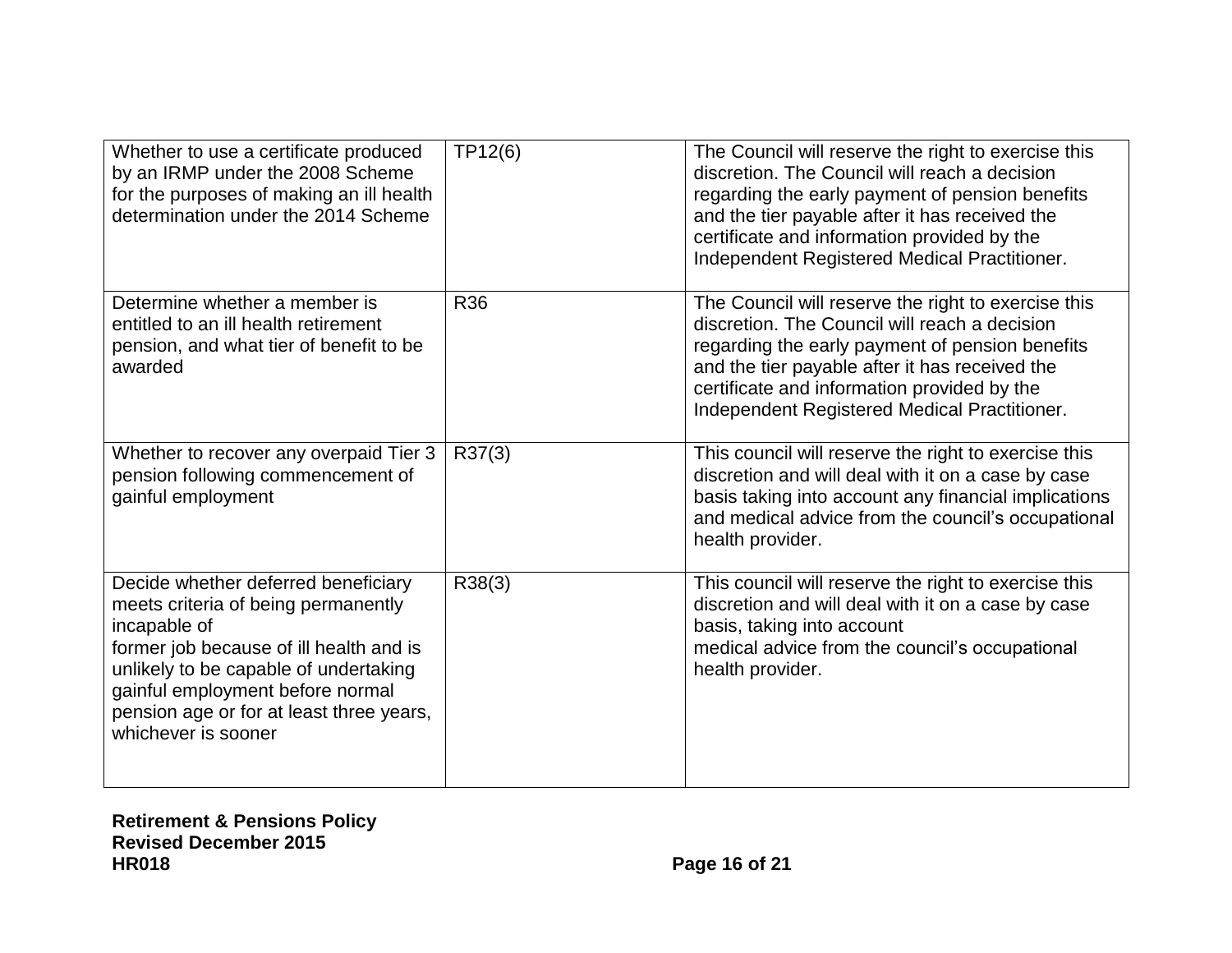| Whether to use a certificate produced by an IRMP under the 2008 Scheme for the purposes of making an ill health determination under the 2014 Scheme | TP12(6) | The Council will reserve the right to exercise this discretion. The Council will reach a decision regarding the early payment of pension benefits and the tier payable after it has received the certificate and information provided by the Independent Registered Medical Practitioner. |
|---|---|---|
| Determine whether a member is entitled to an ill health retirement pension, and what tier of benefit to be awarded | R36 | The Council will reserve the right to exercise this discretion. The Council will reach a decision regarding the early payment of pension benefits and the tier payable after it has received the certificate and information provided by the Independent Registered Medical Practitioner. |
| Whether to recover any overpaid Tier 3 pension following commencement of gainful employment | R37(3) | This council will reserve the right to exercise this discretion and will deal with it on a case by case basis taking into account any financial implications and medical advice from the council's occupational health provider. |
| Decide whether deferred beneficiary meets criteria of being permanently incapable of former job because of ill health and is unlikely to be capable of undertaking gainful employment before normal pension age or for at least three years, whichever is sooner | R38(3) | This council will reserve the right to exercise this discretion and will deal with it on a case by case basis, taking into account medical advice from the council's occupational health provider. |

**Retirement & Pensions Policy**
**Revised December 2015**
**HR018**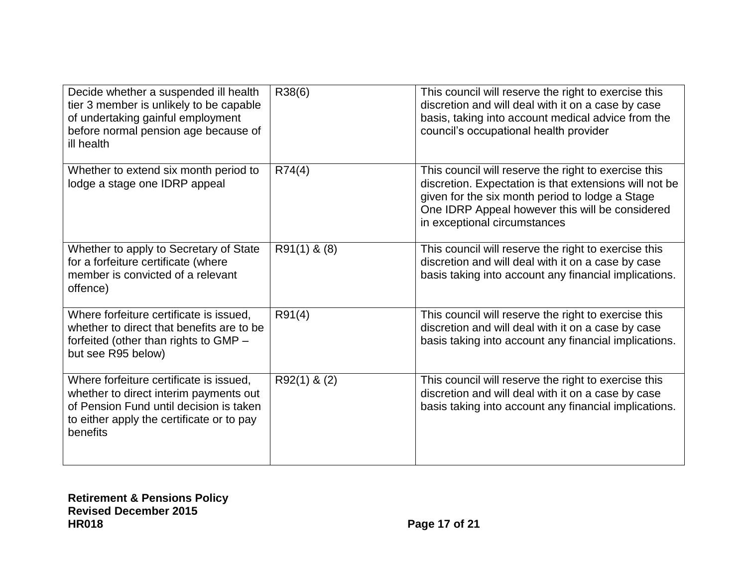| Decide whether a suspended ill health tier 3 member is unlikely to be capable of undertaking gainful employment before normal pension age because of ill health | R38(6) | This council will reserve the right to exercise this discretion and will deal with it on a case by case basis, taking into account medical advice from the council's occupational health provider |
|---|---|---|
| Whether to extend six month period to lodge a stage one IDRP appeal | R74(4) | This council will reserve the right to exercise this discretion. Expectation is that extensions will not be given for the six month period to lodge a Stage One IDRP Appeal however this will be considered in exceptional circumstances |
| Whether to apply to Secretary of State for a forfeiture certificate (where member is convicted of a relevant offence) | R91(1) & (8) | This council will reserve the right to exercise this discretion and will deal with it on a case by case basis taking into account any financial implications. |
| Where forfeiture certificate is issued, whether to direct that benefits are to be forfeited (other than rights to GMP – but see R95 below) | R91(4) | This council will reserve the right to exercise this discretion and will deal with it on a case by case basis taking into account any financial implications. |
| Where forfeiture certificate is issued, whether to direct interim payments out of Pension Fund until decision is taken to either apply the certificate or to pay benefits | R92(1) & (2) | This council will reserve the right to exercise this discretion and will deal with it on a case by case basis taking into account any financial implications. |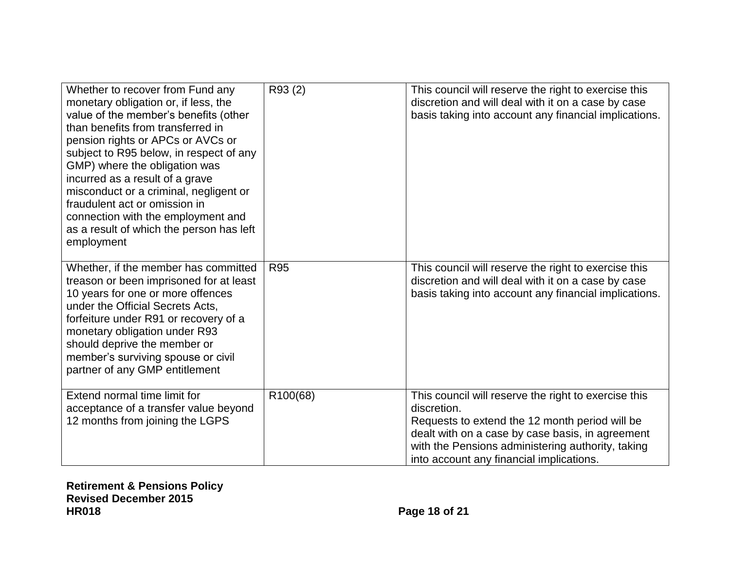| | | |
|---|---|---|
| Whether to recover from Fund any monetary obligation or, if less, the value of the member's benefits (other than benefits from transferred in pension rights or APCs or AVCs or subject to R95 below, in respect of any GMP) where the obligation was incurred as a result of a grave misconduct or a criminal, negligent or fraudulent act or omission in connection with the employment and as a result of which the person has left employment | R93 (2) | This council will reserve the right to exercise this discretion and will deal with it on a case by case basis taking into account any financial implications. |
| Whether, if the member has committed treason or been imprisoned for at least 10 years for one or more offences under the Official Secrets Acts, forfeiture under R91 or recovery of a monetary obligation under R93 should deprive the member or member's surviving spouse or civil partner of any GMP entitlement | R95 | This council will reserve the right to exercise this discretion and will deal with it on a case by case basis taking into account any financial implications. |
| Extend normal time limit for acceptance of a transfer value beyond 12 months from joining the LGPS | R100(68) | This council will reserve the right to exercise this discretion.<br>Requests to extend the 12 month period will be dealt with on a case by case basis, in agreement with the Pensions administering authority, taking into account any financial implications. |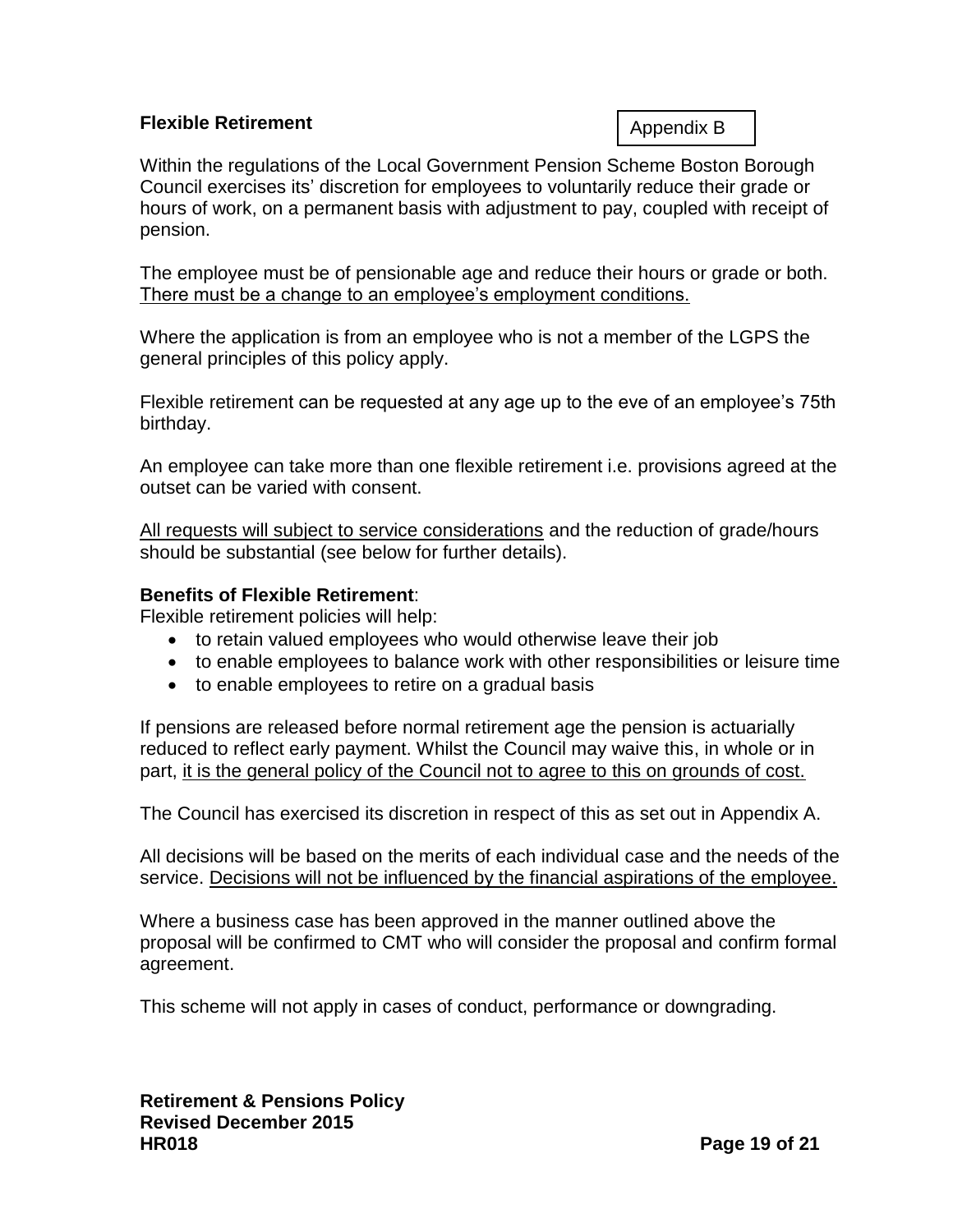## Flexible Retirement

Appendix B

Within the regulations of the Local Government Pension Scheme Boston Borough Council exercises its' discretion for employees to voluntarily reduce their grade or hours of work, on a permanent basis with adjustment to pay, coupled with receipt of pension.

The employee must be of pensionable age and reduce their hours or grade or both. <u>There must be a change to an employee's employment conditions.</u>

Where the application is from an employee who is not a member of the LGPS the general principles of this policy apply.

Flexible retirement can be requested at any age up to the eve of an employee's 75th birthday.

An employee can take more than one flexible retirement i.e. provisions agreed at the outset can be varied with consent.

<u>All requests will subject to service considerations</u> and the reduction of grade/hours should be substantial (see below for further details).

**Benefits of Flexible Retirement**:

Flexible retirement policies will help:

- to retain valued employees who would otherwise leave their job
- to enable employees to balance work with other responsibilities or leisure time
- to enable employees to retire on a gradual basis

If pensions are released before normal retirement age the pension is actuarially reduced to reflect early payment. Whilst the Council may waive this, in whole or in part, <u>it is the general policy of the Council not to agree to this on grounds of cost.</u>

The Council has exercised its discretion in respect of this as set out in Appendix A.

All decisions will be based on the merits of each individual case and the needs of the service. <u>Decisions will not be influenced by the financial aspirations of the employee.</u>

Where a business case has been approved in the manner outlined above the proposal will be confirmed to CMT who will consider the proposal and confirm formal agreement.

This scheme will not apply in cases of conduct, performance or downgrading.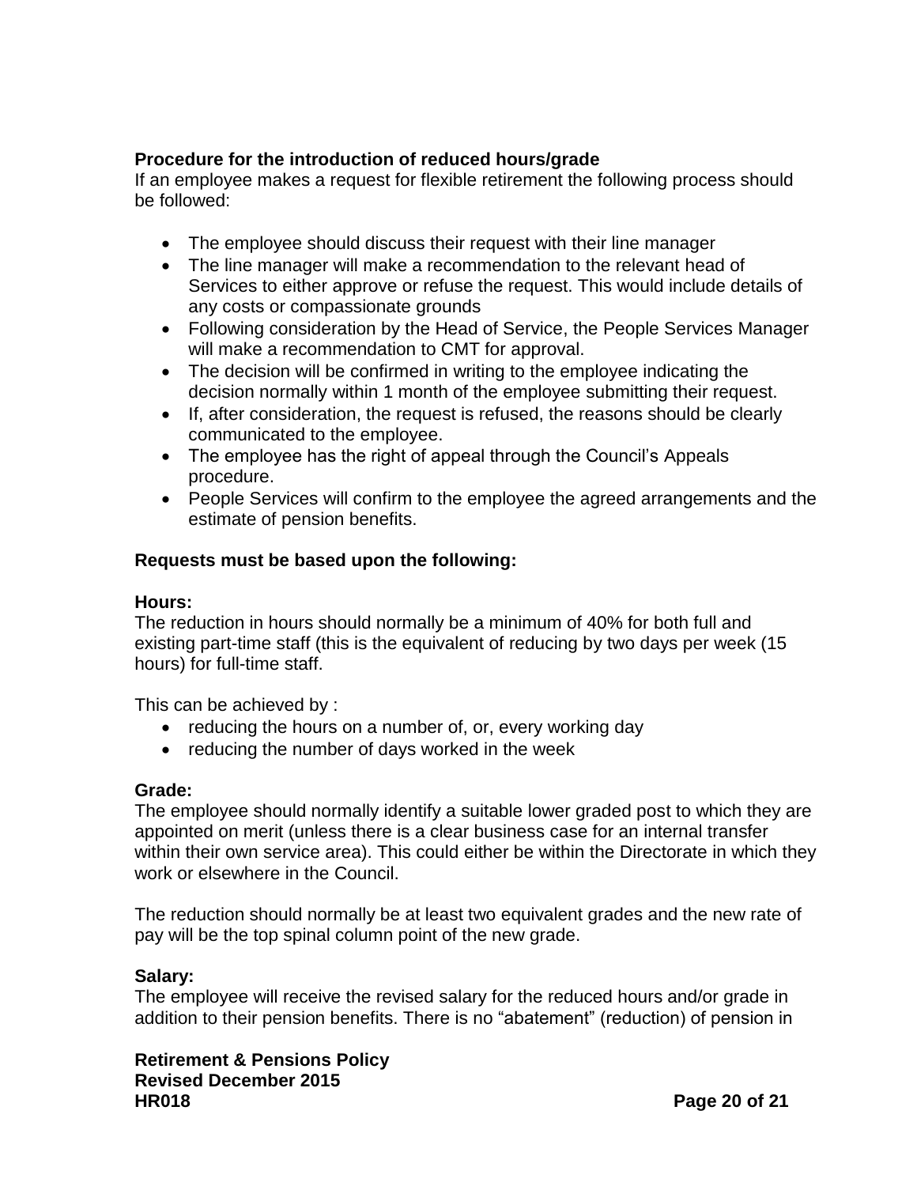**Procedure for the introduction of reduced hours/grade**

If an employee makes a request for flexible retirement the following process should be followed:

- The employee should discuss their request with their line manager
- The line manager will make a recommendation to the relevant head of Services to either approve or refuse the request. This would include details of any costs or compassionate grounds
- Following consideration by the Head of Service, the People Services Manager will make a recommendation to CMT for approval.
- The decision will be confirmed in writing to the employee indicating the decision normally within 1 month of the employee submitting their request.
- If, after consideration, the request is refused, the reasons should be clearly communicated to the employee.
- The employee has the right of appeal through the Council's Appeals procedure.
- People Services will confirm to the employee the agreed arrangements and the estimate of pension benefits.

**Requests must be based upon the following:**

**Hours:**

The reduction in hours should normally be a minimum of 40% for both full and existing part-time staff (this is the equivalent of reducing by two days per week (15 hours) for full-time staff.

This can be achieved by :

- reducing the hours on a number of, or, every working day
- reducing the number of days worked in the week

**Grade:**

The employee should normally identify a suitable lower graded post to which they are appointed on merit (unless there is a clear business case for an internal transfer within their own service area). This could either be within the Directorate in which they work or elsewhere in the Council.

The reduction should normally be at least two equivalent grades and the new rate of pay will be the top spinal column point of the new grade.

**Salary:**

The employee will receive the revised salary for the reduced hours and/or grade in addition to their pension benefits. There is no "abatement" (reduction) of pension in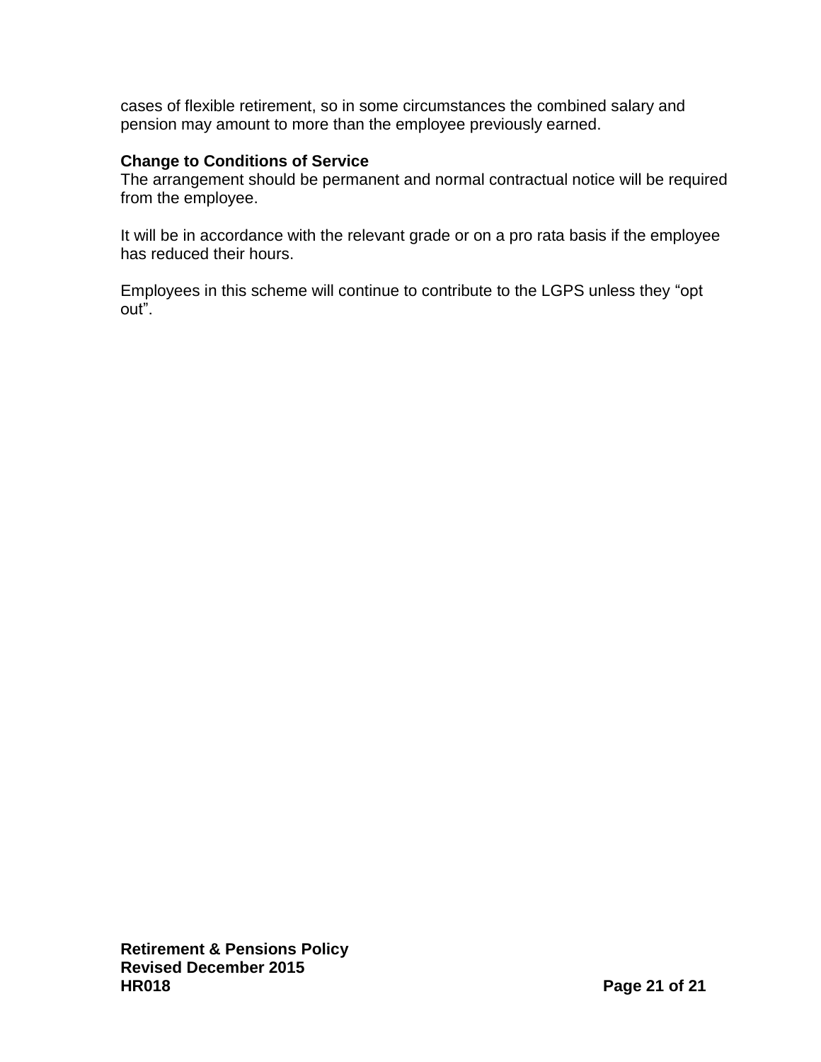cases of flexible retirement, so in some circumstances the combined salary and pension may amount to more than the employee previously earned.

**Change to Conditions of Service**

The arrangement should be permanent and normal contractual notice will be required from the employee.

It will be in accordance with the relevant grade or on a pro rata basis if the employee has reduced their hours.

Employees in this scheme will continue to contribute to the LGPS unless they “opt out”.